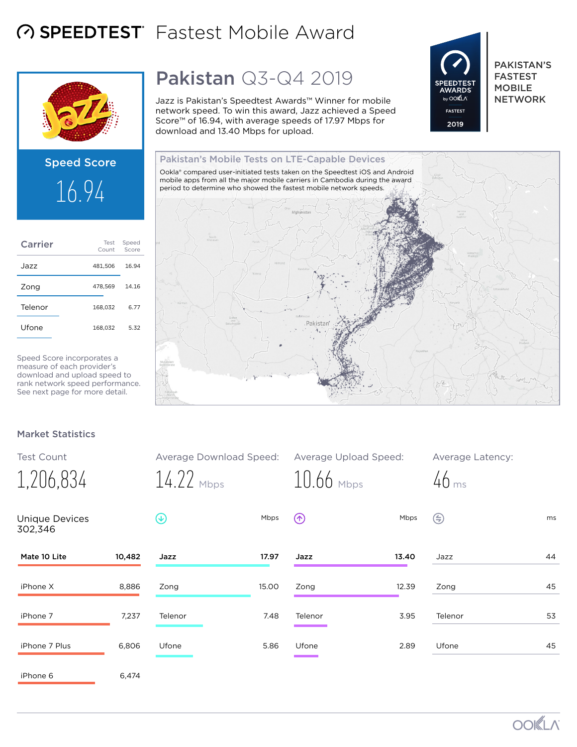# SPEEDTEST Fastest Mobile Award

## Pakistan Q3-Q4 2019

Jazz is Pakistan's Speedtest Awards™ Winner for mobile network speed. To win this award, Jazz achieved a Speed Score™ of 16.94, with average speeds of 17.97 Mbps for download and 13.40 Mbps for upload.

SPEEDTEST AWARDS by OOKLA FASTEST 2019

**PAKISTAN'S FASTEST MOBILE NETWORK**

Speed Score

16.94

| Carrier | Test Count | Speed Score |
|---|---|---|
| Jazz | 481,506 | 16.94 |
| Zong | 478,569 | 14.16 |
| Telenor | 168,032 | 6.77 |
| Ufone | 168,032 | 5.32 |

Speed Score incorporates a measure of each provider's download and upload speed to rank network speed performance. See next page for more detail.

### Pakistan's Mobile Tests on LTE-Capable Devices

Ookla® compared user-initiated tests taken on the Speedtest iOS and Android mobile apps from all the major mobile carriers in Cambodia during the award period to determine who showed the fastest mobile network speeds.

## Market Statistics

Test Count: 1,206,834

Average Download Speed: 14.22 Mbps

Average Upload Speed: 10.66 Mbps

Average Latency: 46 ms

Unique Devices 302,346

| Device | Count |
|---|---|
| Mate 10 Lite | 10,482 |
| iPhone X | 8,886 |
| iPhone 7 | 7,237 |
| iPhone 7 Plus | 6,806 |
| iPhone 6 | 6,474 |

| Carrier | Download (Mbps) | Upload (Mbps) | Latency (ms) |
|---|---|---|---|
| Jazz | 17.97 | 13.40 | 44 |
| Zong | 15.00 | 12.39 | 45 |
| Telenor | 7.48 | 3.95 | 53 |
| Ufone | 5.86 | 2.89 | 45 |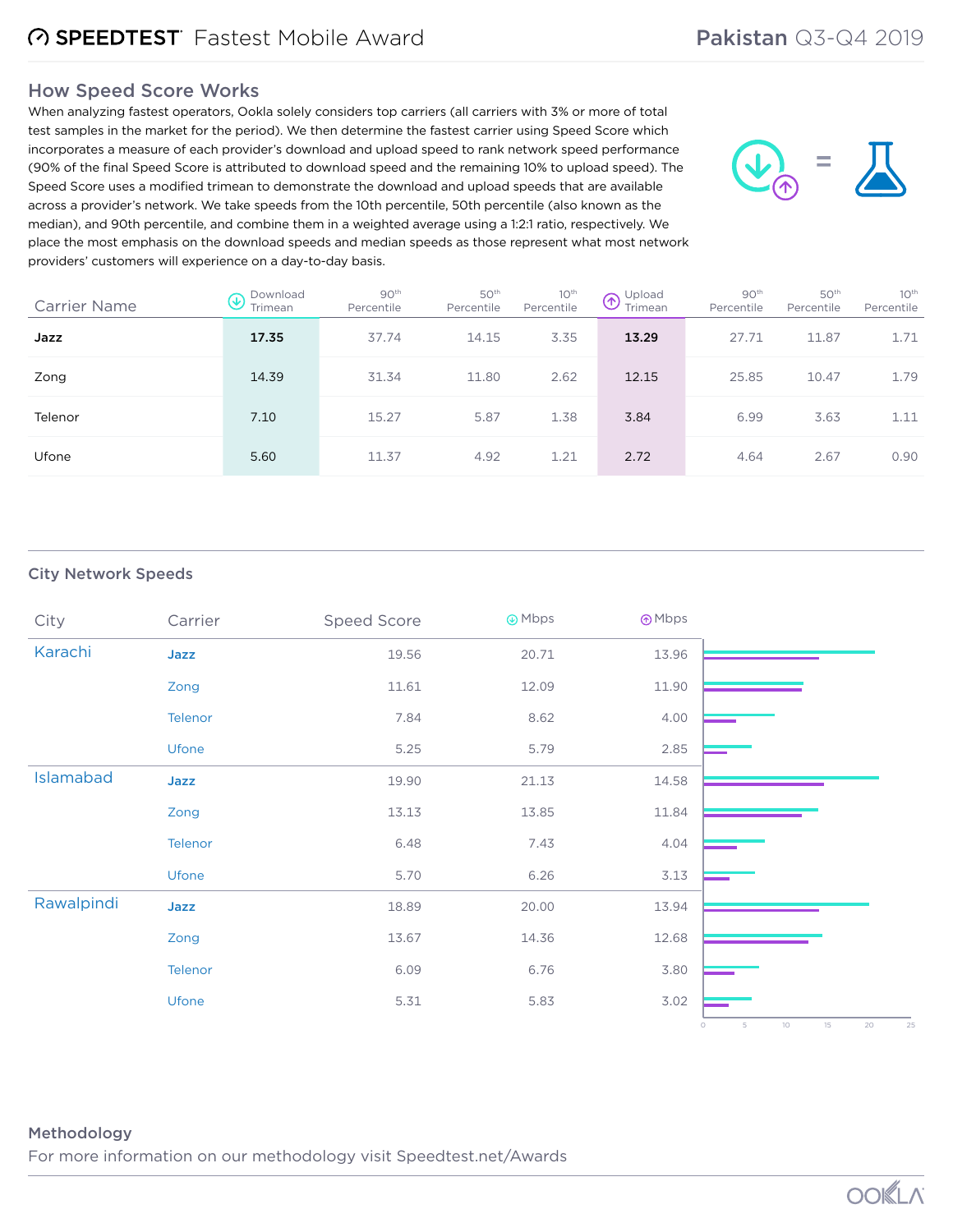## How Speed Score Works

When analyzing fastest operators, Ookla solely considers top carriers (all carriers with 3% or more of total test samples in the market for the period). We then determine the fastest carrier using Speed Score which incorporates a measure of each provider's download and upload speed to rank network speed performance (90% of the final Speed Score is attributed to download speed and the remaining 10% to upload speed). The Speed Score uses a modified trimean to demonstrate the download and upload speeds that are available across a provider's network. We take speeds from the 10th percentile, 50th percentile (also known as the median), and 90th percentile, and combine them in a weighted average using a 1:2:1 ratio, respectively. We place the most emphasis on the download speeds and median speeds as those represent what most network providers' customers will experience on a day-to-day basis.

| Carrier Name | Download Trimean | 90th Percentile | 50th Percentile | 10th Percentile | Upload Trimean | 90th Percentile | 50th Percentile | 10th Percentile |
|---|---|---|---|---|---|---|---|---|
| **Jazz** | **17.35** | 37.74 | 14.15 | 3.35 | **13.29** | 27.71 | 11.87 | 1.71 |
| Zong | 14.39 | 31.34 | 11.80 | 2.62 | 12.15 | 25.85 | 10.47 | 1.79 |
| Telenor | 7.10 | 15.27 | 5.87 | 1.38 | 3.84 | 6.99 | 3.63 | 1.11 |
| Ufone | 5.60 | 11.37 | 4.92 | 1.21 | 2.72 | 4.64 | 2.67 | 0.90 |

## City Network Speeds

| City | Carrier | Speed Score | Download Mbps | Upload Mbps |
|---|---|---|---|---|
| Karachi | **Jazz** | 19.56 | 20.71 | 13.96 |
| | Zong | 11.61 | 12.09 | 11.90 |
| | Telenor | 7.84 | 8.62 | 4.00 |
| | Ufone | 5.25 | 5.79 | 2.85 |
| Islamabad | **Jazz** | 19.90 | 21.13 | 14.58 |
| | Zong | 13.13 | 13.85 | 11.84 |
| | Telenor | 6.48 | 7.43 | 4.04 |
| | Ufone | 5.70 | 6.26 | 3.13 |
| Rawalpindi | **Jazz** | 18.89 | 20.00 | 13.94 |
| | Zong | 13.67 | 14.36 | 12.68 |
| | Telenor | 6.09 | 6.76 | 3.80 |
| | Ufone | 5.31 | 5.83 | 3.02 |

0 5 10 15 20 25

### Methodology

For more information on our methodology visit Speedtest.net/Awards